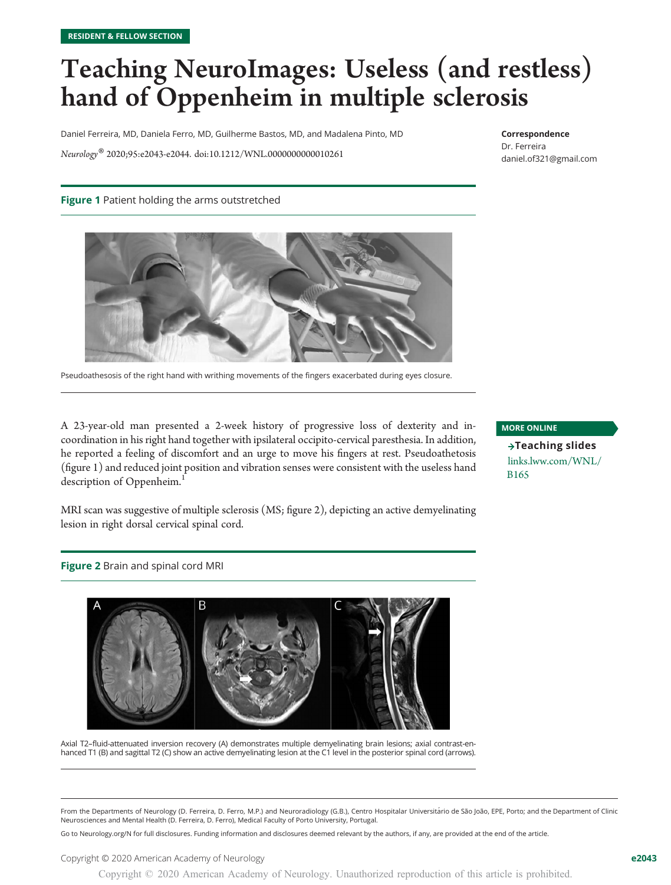RESIDENT & FELLOW SECTION

# Teaching NeuroImages: Useless (and restless) hand of Oppenheim in multiple sclerosis

Daniel Ferreira, MD, Daniela Ferro, MD, Guilherme Bastos, MD, and Madalena Pinto, MD

*Neurology*® 2020;95:e2043-e2044. doi:10.1212/WNL.0000000000010261

**Correspondence**
Dr. Ferreira
daniel.of321@gmail.com

**Figure 1** Patient holding the arms outstretched

Pseudoathesosis of the right hand with writhing movements of the fingers exacerbated during eyes closure.

A 23-year-old man presented a 2-week history of progressive loss of dexterity and incoordination in his right hand together with ipsilateral occipito-cervical paresthesia. In addition, he reported a feeling of discomfort and an urge to move his fingers at rest. Pseudoathetosis (figure 1) and reduced joint position and vibration senses were consistent with the useless hand description of Oppenheim.[1]

MRI scan was suggestive of multiple sclerosis (MS; figure 2), depicting an active demyelinating lesion in right dorsal cervical spinal cord.

**MORE ONLINE**

**→Teaching slides**
links.lww.com/WNL/B165

**Figure 2** Brain and spinal cord MRI

Axial T2–fluid-attenuated inversion recovery (A) demonstrates multiple demyelinating brain lesions; axial contrast-enhanced T1 (B) and sagittal T2 (C) show an active demyelinating lesion at the C1 level in the posterior spinal cord (arrows).

From the Departments of Neurology (D. Ferreira, D. Ferro, M.P.) and Neuroradiology (G.B.), Centro Hospitalar Universitário de São João, EPE, Porto; and the Department of Clinic Neurosciences and Mental Health (D. Ferreira, D. Ferro), Medical Faculty of Porto University, Portugal.

Go to Neurology.org/N for full disclosures. Funding information and disclosures deemed relevant by the authors, if any, are provided at the end of the article.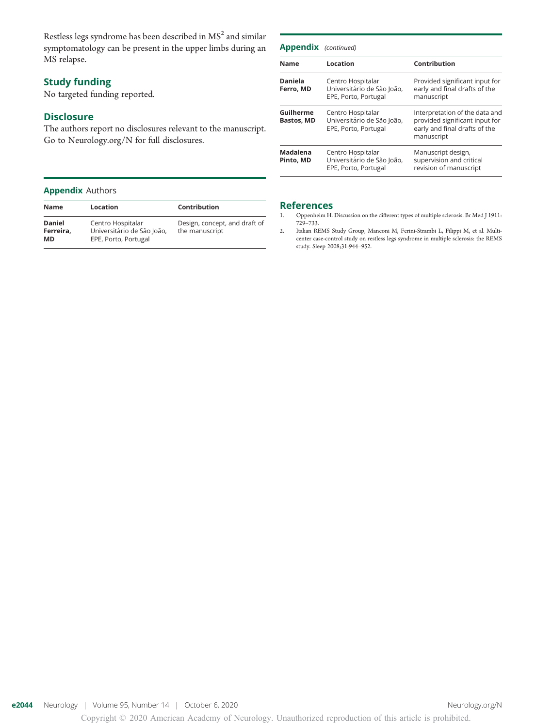Restless legs syndrome has been described in MS[2] and similar symptomatology can be present in the upper limbs during an MS relapse.

## Study funding

No targeted funding reported.

## Disclosure

The authors report no disclosures relevant to the manuscript. Go to Neurology.org/N for full disclosures.

**Appendix** Authors

| Name | Location | Contribution |
|---|---|---|
| **Daniel Ferreira, MD** | Centro Hospitalar Universitário de São João, EPE, Porto, Portugal | Design, concept, and draft of the manuscript |
| **Daniela Ferro, MD** | Centro Hospitalar Universitário de São João, EPE, Porto, Portugal | Provided significant input for early and final drafts of the manuscript |
| **Guilherme Bastos, MD** | Centro Hospitalar Universitário de São João, EPE, Porto, Portugal | Interpretation of the data and provided significant input for early and final drafts of the manuscript |
| **Madalena Pinto, MD** | Centro Hospitalar Universitário de São João, EPE, Porto, Portugal | Manuscript design, supervision and critical revision of manuscript |

## References

1. Oppenheim H. Discussion on the different types of multiple sclerosis. Br Med J 1911: 729–733.
2. Italian REMS Study Group, Manconi M, Ferini-Strambi L, Filippi M, et al. Multicenter case-control study on restless legs syndrome in multiple sclerosis: the REMS study. Sleep 2008;31:944–952.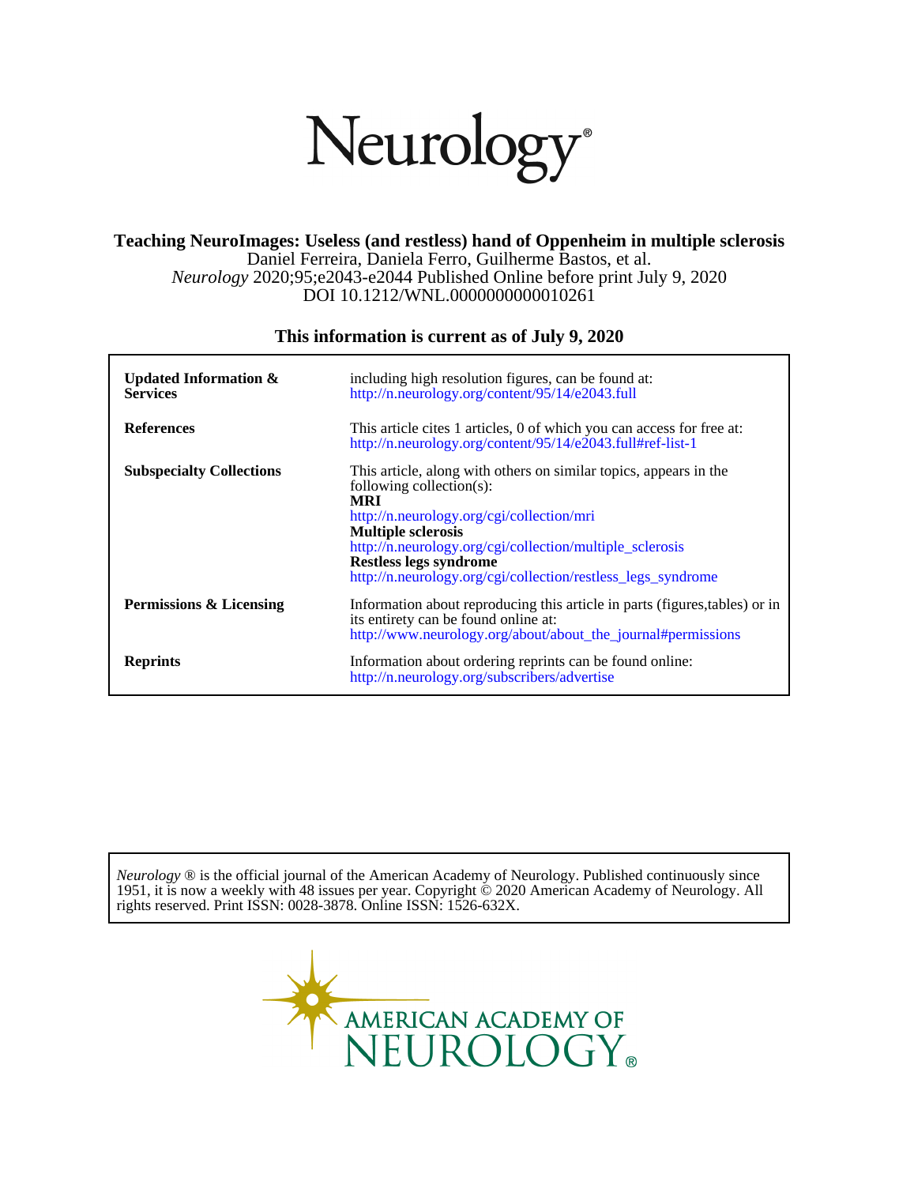# Neurology®

**Teaching NeuroImages: Useless (and restless) hand of Oppenheim in multiple sclerosis**
Daniel Ferreira, Daniela Ferro, Guilherme Bastos, et al.
*Neurology* 2020;95;e2043-e2044 Published Online before print July 9, 2020
DOI 10.1212/WNL.0000000000010261

**This information is current as of July 9, 2020**

| | |
|---|---|
| **Updated Information & Services** | including high resolution figures, can be found at: http://n.neurology.org/content/95/14/e2043.full |
| **References** | This article cites 1 articles, 0 of which you can access for free at: http://n.neurology.org/content/95/14/e2043.full#ref-list-1 |
| **Subspecialty Collections** | This article, along with others on similar topics, appears in the following collection(s): **MRI** http://n.neurology.org/cgi/collection/mri **Multiple sclerosis** http://n.neurology.org/cgi/collection/multiple_sclerosis **Restless legs syndrome** http://n.neurology.org/cgi/collection/restless_legs_syndrome |
| **Permissions & Licensing** | Information about reproducing this article in parts (figures,tables) or in its entirety can be found online at: http://www.neurology.org/about/about_the_journal#permissions |
| **Reprints** | Information about ordering reprints can be found online: http://n.neurology.org/subscribers/advertise |

*Neurology* ® is the official journal of the American Academy of Neurology. Published continuously since 1951, it is now a weekly with 48 issues per year. Copyright © 2020 American Academy of Neurology. All rights reserved. Print ISSN: 0028-3878. Online ISSN: 1526-632X.

AMERICAN ACADEMY OF NEUROLOGY®